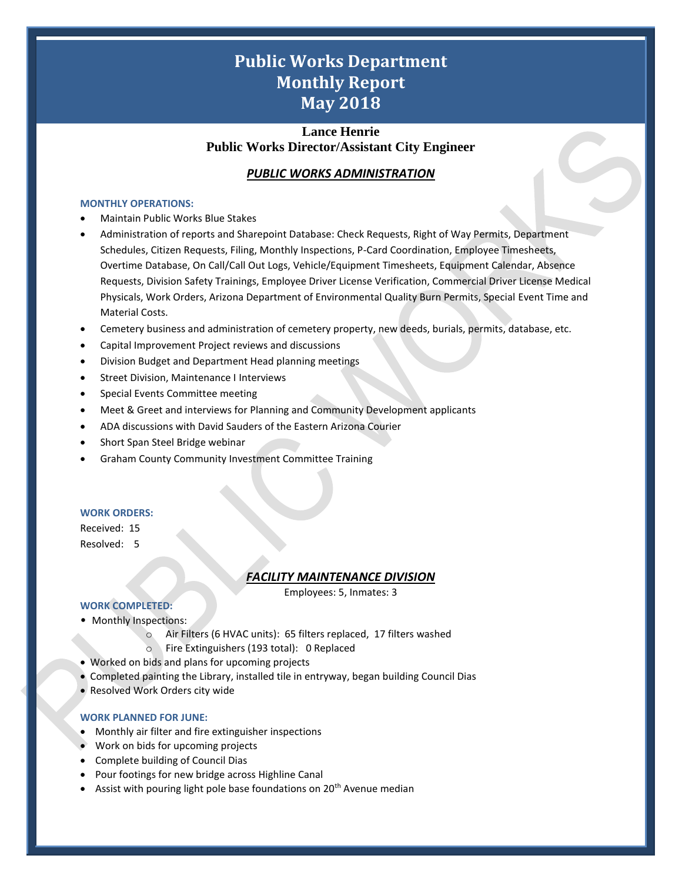# Public Works Department
# Monthly Report
# May 2018

**Lance Henrie**
**Public Works Director/Assistant City Engineer**

## ***PUBLIC WORKS ADMINISTRATION***

### MONTHLY OPERATIONS:

- Maintain Public Works Blue Stakes
- Administration of reports and Sharepoint Database: Check Requests, Right of Way Permits, Department Schedules, Citizen Requests, Filing, Monthly Inspections, P-Card Coordination, Employee Timesheets, Overtime Database, On Call/Call Out Logs, Vehicle/Equipment Timesheets, Equipment Calendar, Absence Requests, Division Safety Trainings, Employee Driver License Verification, Commercial Driver License Medical Physicals, Work Orders, Arizona Department of Environmental Quality Burn Permits, Special Event Time and Material Costs.
- Cemetery business and administration of cemetery property, new deeds, burials, permits, database, etc.
- Capital Improvement Project reviews and discussions
- Division Budget and Department Head planning meetings
- Street Division, Maintenance I Interviews
- Special Events Committee meeting
- Meet & Greet and interviews for Planning and Community Development applicants
- ADA discussions with David Sauders of the Eastern Arizona Courier
- Short Span Steel Bridge webinar
- Graham County Community Investment Committee Training

### WORK ORDERS:

Received: 15
Resolved: 5

## ***FACILITY MAINTENANCE DIVISION***

Employees: 5, Inmates: 3

### WORK COMPLETED:

- Monthly Inspections:
  - Air Filters (6 HVAC units): 65 filters replaced, 17 filters washed
  - Fire Extinguishers (193 total): 0 Replaced
- Worked on bids and plans for upcoming projects
- Completed painting the Library, installed tile in entryway, began building Council Dias
- Resolved Work Orders city wide

### WORK PLANNED FOR JUNE:

- Monthly air filter and fire extinguisher inspections
- Work on bids for upcoming projects
- Complete building of Council Dias
- Pour footings for new bridge across Highline Canal
- Assist with pouring light pole base foundations on 20th Avenue median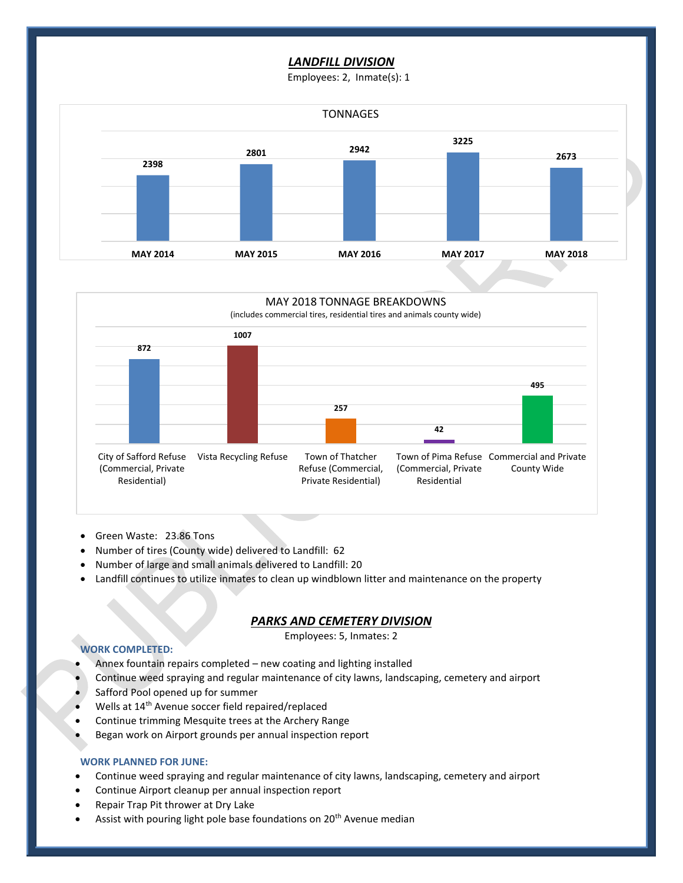## *LANDFILL DIVISION*

Employees: 2, Inmate(s): 1

**TONNAGES**

| MAY 2014 | MAY 2015 | MAY 2016 | MAY 2017 | MAY 2018 |
|---|---|---|---|---|
| 2398 | 2801 | 2942 | 3225 | 2673 |

**MAY 2018 TONNAGE BREAKDOWNS**

(includes commercial tires, residential tires and animals county wide)

| City of Safford Refuse (Commercial, Private Residential) | Vista Recycling Refuse | Town of Thatcher Refuse (Commercial, Private Residential) | Town of Pima Refuse (Commercial, Private Residential | Commercial and Private County Wide |
|---|---|---|---|---|
| 872 | 1007 | 257 | 42 | 495 |

- Green Waste: 23.86 Tons
- Number of tires (County wide) delivered to Landfill: 62
- Number of large and small animals delivered to Landfill: 20
- Landfill continues to utilize inmates to clean up windblown litter and maintenance on the property

## *PARKS AND CEMETERY DIVISION*

Employees: 5, Inmates: 2

### WORK COMPLETED:

- Annex fountain repairs completed – new coating and lighting installed
- Continue weed spraying and regular maintenance of city lawns, landscaping, cemetery and airport
- Safford Pool opened up for summer
- Wells at 14th Avenue soccer field repaired/replaced
- Continue trimming Mesquite trees at the Archery Range
- Began work on Airport grounds per annual inspection report

### WORK PLANNED FOR JUNE:

- Continue weed spraying and regular maintenance of city lawns, landscaping, cemetery and airport
- Continue Airport cleanup per annual inspection report
- Repair Trap Pit thrower at Dry Lake
- Assist with pouring light pole base foundations on 20th Avenue median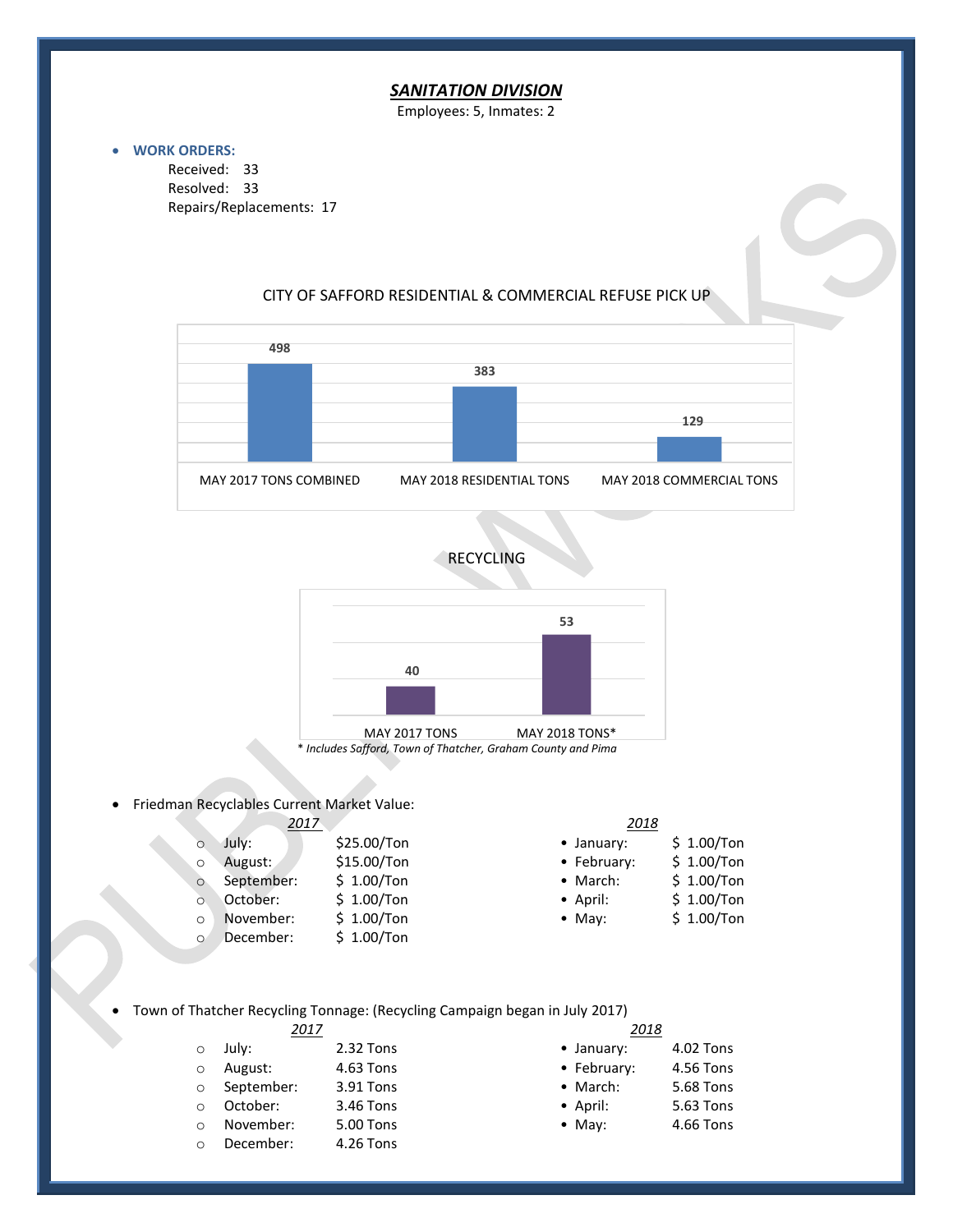## ***SANITATION DIVISION***

Employees: 5, Inmates: 2

- **WORK ORDERS:**
  - Received: 33
  - Resolved: 33
  - Repairs/Replacements: 17

CITY OF SAFFORD RESIDENTIAL & COMMERCIAL REFUSE PICK UP

| MAY 2017 TONS COMBINED | MAY 2018 RESIDENTIAL TONS | MAY 2018 COMMERCIAL TONS |
|---|---|---|
| 498 | 383 | 129 |

RECYCLING

| MAY 2017 TONS | MAY 2018 TONS* |
|---|---|
| 40 | 53 |

*\* Includes Safford, Town of Thatcher, Graham County and Pima*

- Friedman Recyclables Current Market Value:

| *2017* | | *2018* | |
|---|---|---|---|
| July: | $25.00/Ton | January: | $ 1.00/Ton |
| August: | $15.00/Ton | February: | $ 1.00/Ton |
| September: | $ 1.00/Ton | March: | $ 1.00/Ton |
| October: | $ 1.00/Ton | April: | $ 1.00/Ton |
| November: | $ 1.00/Ton | May: | $ 1.00/Ton |
| December: | $ 1.00/Ton | | |

- Town of Thatcher Recycling Tonnage: (Recycling Campaign began in July 2017)

| *2017* | | *2018* | |
|---|---|---|---|
| July: | 2.32 Tons | January: | 4.02 Tons |
| August: | 4.63 Tons | February: | 4.56 Tons |
| September: | 3.91 Tons | March: | 5.68 Tons |
| October: | 3.46 Tons | April: | 5.63 Tons |
| November: | 5.00 Tons | May: | 4.66 Tons |
| December: | 4.26 Tons | | |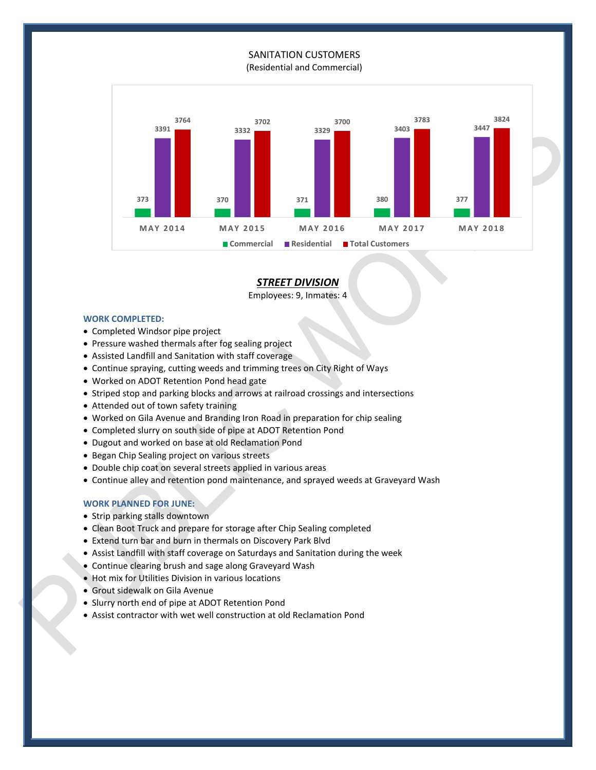SANITATION CUSTOMERS

(Residential and Commercial)

373
3391
3764
370
3332
3702
371
3329
3700
380
3403
3783
377
3447
3824

MAY 2014
MAY 2015
MAY 2016
MAY 2017
MAY 2018

Commercial
Residential
Total Customers

## ***STREET DIVISION***

Employees: 9, Inmates: 4

### WORK COMPLETED:

- Completed Windsor pipe project
- Pressure washed thermals after fog sealing project
- Assisted Landfill and Sanitation with staff coverage
- Continue spraying, cutting weeds and trimming trees on City Right of Ways
- Worked on ADOT Retention Pond head gate
- Striped stop and parking blocks and arrows at railroad crossings and intersections
- Attended out of town safety training
- Worked on Gila Avenue and Branding Iron Road in preparation for chip sealing
- Completed slurry on south side of pipe at ADOT Retention Pond
- Dugout and worked on base at old Reclamation Pond
- Began Chip Sealing project on various streets
- Double chip coat on several streets applied in various areas
- Continue alley and retention pond maintenance, and sprayed weeds at Graveyard Wash

### WORK PLANNED FOR JUNE:

- Strip parking stalls downtown
- Clean Boot Truck and prepare for storage after Chip Sealing completed
- Extend turn bar and burn in thermals on Discovery Park Blvd
- Assist Landfill with staff coverage on Saturdays and Sanitation during the week
- Continue clearing brush and sage along Graveyard Wash
- Hot mix for Utilities Division in various locations
- Grout sidewalk on Gila Avenue
- Slurry north end of pipe at ADOT Retention Pond
- Assist contractor with wet well construction at old Reclamation Pond